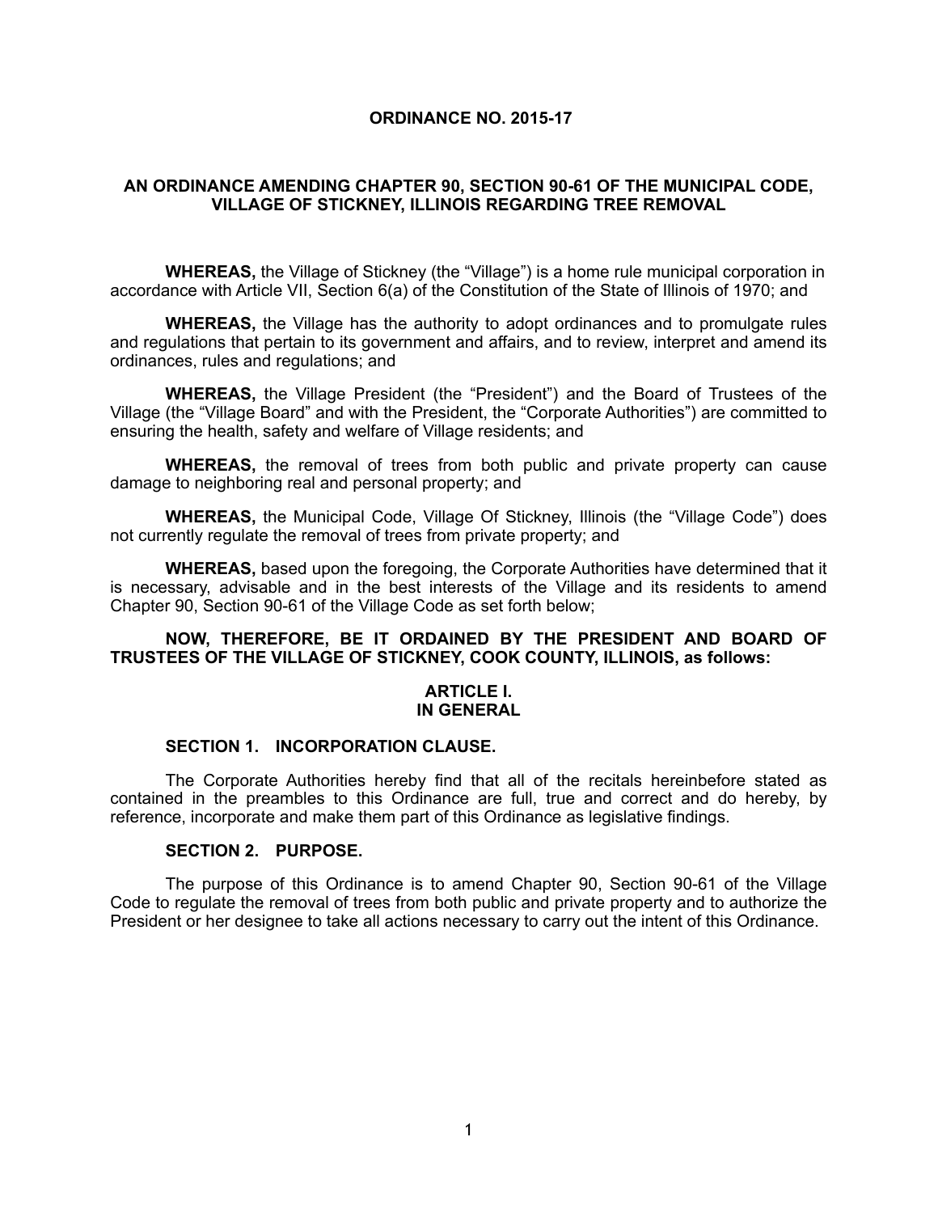# ORDINANCE NO. 2015-17

## AN ORDINANCE AMENDING CHAPTER 90, SECTION 90-61 OF THE MUNICIPAL CODE, VILLAGE OF STICKNEY, ILLINOIS REGARDING TREE REMOVAL

**WHEREAS,** the Village of Stickney (the "Village") is a home rule municipal corporation in accordance with Article VII, Section 6(a) of the Constitution of the State of Illinois of 1970; and

**WHEREAS,** the Village has the authority to adopt ordinances and to promulgate rules and regulations that pertain to its government and affairs, and to review, interpret and amend its ordinances, rules and regulations; and

**WHEREAS,** the Village President (the "President") and the Board of Trustees of the Village (the "Village Board" and with the President, the "Corporate Authorities") are committed to ensuring the health, safety and welfare of Village residents; and

**WHEREAS,** the removal of trees from both public and private property can cause damage to neighboring real and personal property; and

**WHEREAS,** the Municipal Code, Village Of Stickney, Illinois (the "Village Code") does not currently regulate the removal of trees from private property; and

**WHEREAS,** based upon the foregoing, the Corporate Authorities have determined that it is necessary, advisable and in the best interests of the Village and its residents to amend Chapter 90, Section 90-61 of the Village Code as set forth below;

**NOW, THEREFORE, BE IT ORDAINED BY THE PRESIDENT AND BOARD OF TRUSTEES OF THE VILLAGE OF STICKNEY, COOK COUNTY, ILLINOIS, as follows:**

### ARTICLE I.
### IN GENERAL

#### SECTION 1. INCORPORATION CLAUSE.

The Corporate Authorities hereby find that all of the recitals hereinbefore stated as contained in the preambles to this Ordinance are full, true and correct and do hereby, by reference, incorporate and make them part of this Ordinance as legislative findings.

#### SECTION 2. PURPOSE.

The purpose of this Ordinance is to amend Chapter 90, Section 90-61 of the Village Code to regulate the removal of trees from both public and private property and to authorize the President or her designee to take all actions necessary to carry out the intent of this Ordinance.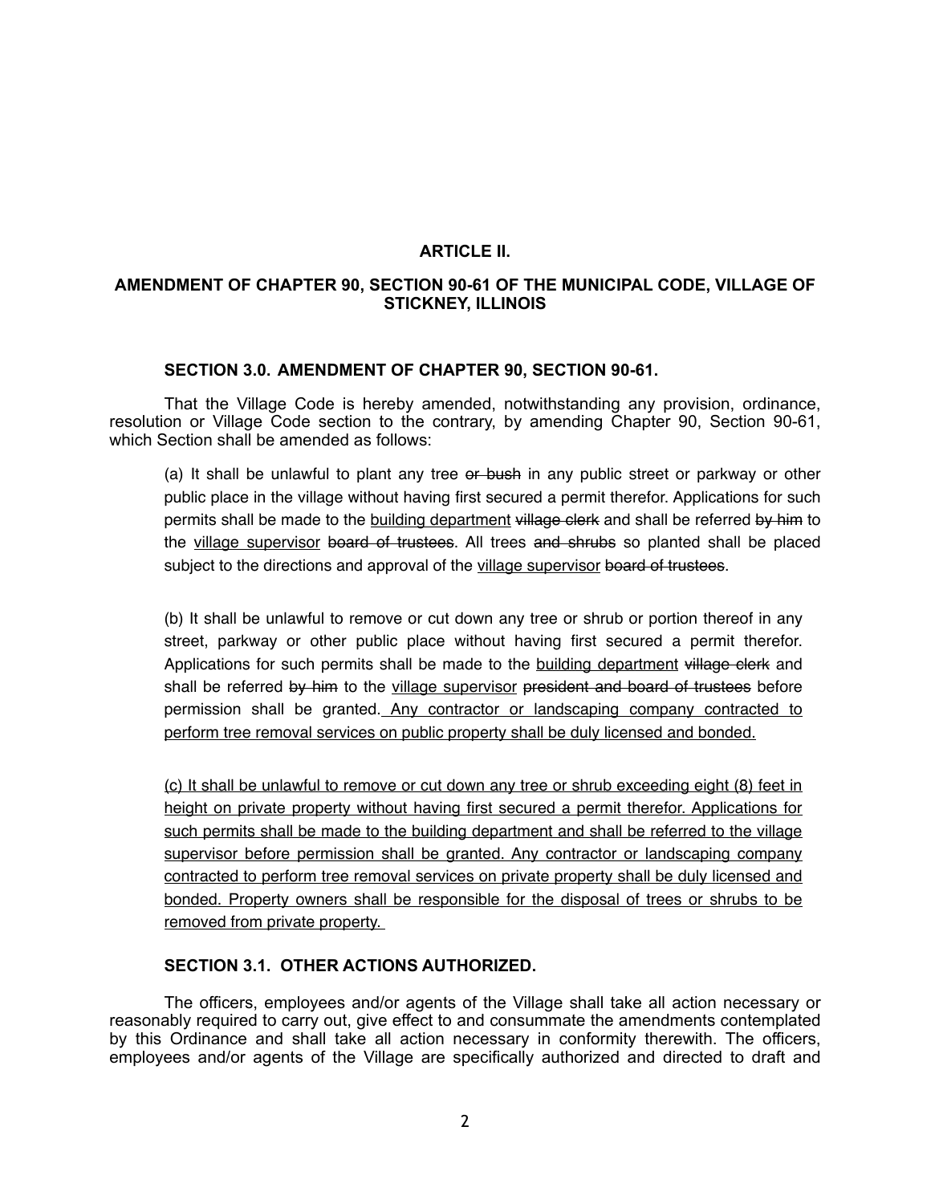## ARTICLE II.

## AMENDMENT OF CHAPTER 90, SECTION 90-61 OF THE MUNICIPAL CODE, VILLAGE OF STICKNEY, ILLINOIS

### SECTION 3.0. AMENDMENT OF CHAPTER 90, SECTION 90-61.

That the Village Code is hereby amended, notwithstanding any provision, ordinance, resolution or Village Code section to the contrary, by amending Chapter 90, Section 90-61, which Section shall be amended as follows:

> (a) It shall be unlawful to plant any tree ~~or bush~~ in any public street or parkway or other public place in the village without having first secured a permit therefor. Applications for such permits shall be made to the <u>building department</u> ~~village clerk~~ and shall be referred ~~by him~~ to the <u>village supervisor</u> ~~board of trustees~~. All trees ~~and shrubs~~ so planted shall be placed subject to the directions and approval of the <u>village supervisor</u> ~~board of trustees~~.
>
> (b) It shall be unlawful to remove or cut down any tree or shrub or portion thereof in any street, parkway or other public place without having first secured a permit therefor. Applications for such permits shall be made to the <u>building department</u> ~~village clerk~~ and shall be referred ~~by him~~ to the <u>village supervisor</u> ~~president and board of trustees~~ before permission shall be granted. <u>Any contractor or landscaping company contracted to perform tree removal services on public property shall be duly licensed and bonded.</u>
>
> <u>(c) It shall be unlawful to remove or cut down any tree or shrub exceeding eight (8) feet in height on private property without having first secured a permit therefor. Applications for such permits shall be made to the building department and shall be referred to the village supervisor before permission shall be granted. Any contractor or landscaping company contracted to perform tree removal services on private property shall be duly licensed and bonded. Property owners shall be responsible for the disposal of trees or shrubs to be removed from private property.</u>

### SECTION 3.1. OTHER ACTIONS AUTHORIZED.

The officers, employees and/or agents of the Village shall take all action necessary or reasonably required to carry out, give effect to and consummate the amendments contemplated by this Ordinance and shall take all action necessary in conformity therewith. The officers, employees and/or agents of the Village are specifically authorized and directed to draft and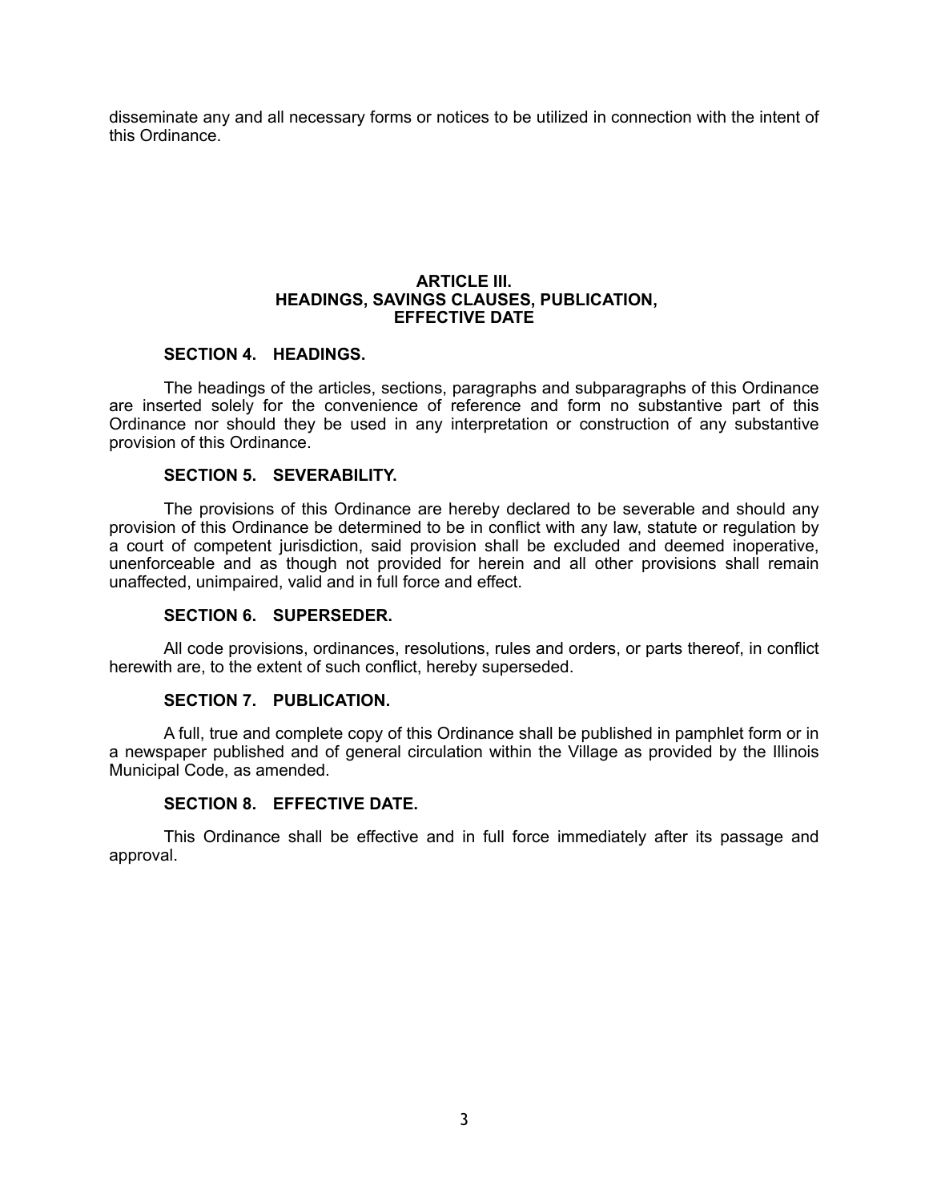disseminate any and all necessary forms or notices to be utilized in connection with the intent of this Ordinance.

## ARTICLE III.
## HEADINGS, SAVINGS CLAUSES, PUBLICATION, EFFECTIVE DATE

### SECTION 4. HEADINGS.

The headings of the articles, sections, paragraphs and subparagraphs of this Ordinance are inserted solely for the convenience of reference and form no substantive part of this Ordinance nor should they be used in any interpretation or construction of any substantive provision of this Ordinance.

### SECTION 5. SEVERABILITY.

The provisions of this Ordinance are hereby declared to be severable and should any provision of this Ordinance be determined to be in conflict with any law, statute or regulation by a court of competent jurisdiction, said provision shall be excluded and deemed inoperative, unenforceable and as though not provided for herein and all other provisions shall remain unaffected, unimpaired, valid and in full force and effect.

### SECTION 6. SUPERSEDER.

All code provisions, ordinances, resolutions, rules and orders, or parts thereof, in conflict herewith are, to the extent of such conflict, hereby superseded.

### SECTION 7. PUBLICATION.

A full, true and complete copy of this Ordinance shall be published in pamphlet form or in a newspaper published and of general circulation within the Village as provided by the Illinois Municipal Code, as amended.

### SECTION 8. EFFECTIVE DATE.

This Ordinance shall be effective and in full force immediately after its passage and approval.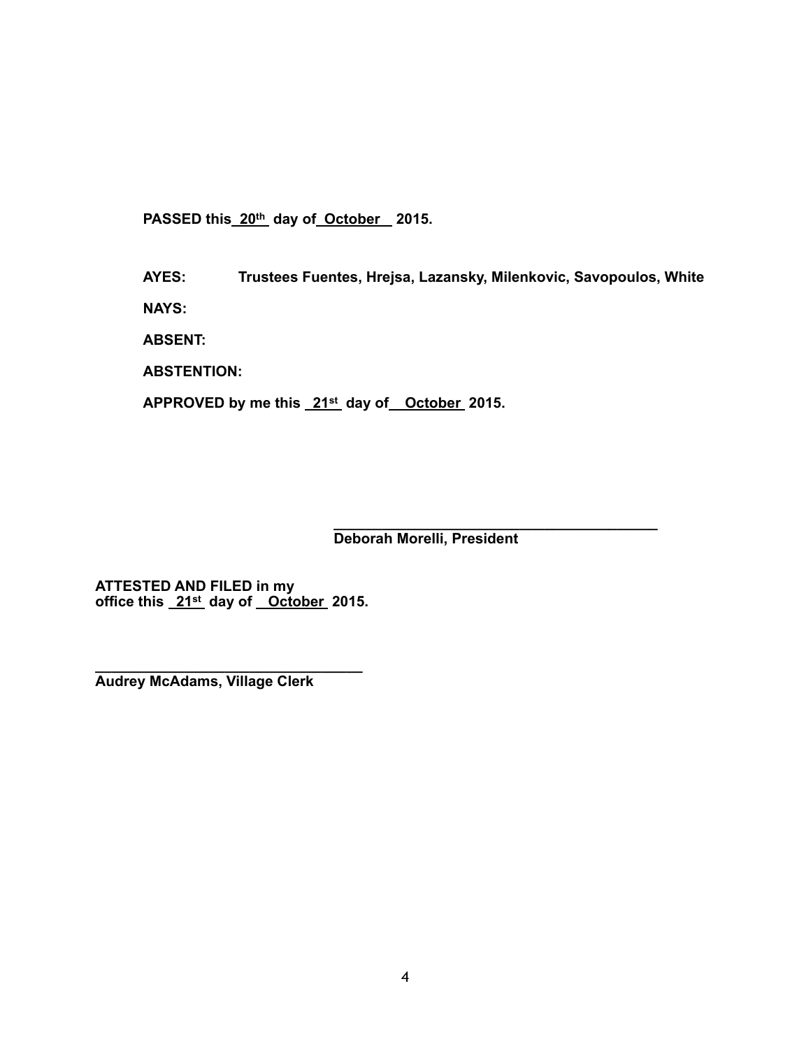**PASSED this 20th day of October 2015.**

**AYES:** Trustees Fuentes, Hrejsa, Lazansky, Milenkovic, Savopoulos, White

**NAYS:**

**ABSENT:**

**ABSTENTION:**

**APPROVED by me this 21st day of October 2015.**

\_\_\_\_\_\_\_\_\_\_\_\_\_\_\_\_\_\_\_\_\_\_\_\_\_\_\_\_\_\_\_\_\_\_\_\_\_\_\_\_\_\_
**Deborah Morelli, President**

**ATTESTED AND FILED in my office this 21st day of October 2015.**

\_\_\_\_\_\_\_\_\_\_\_\_\_\_\_\_\_\_\_\_\_\_\_\_\_\_\_\_\_\_\_\_\_\_\_
**Audrey McAdams, Village Clerk**